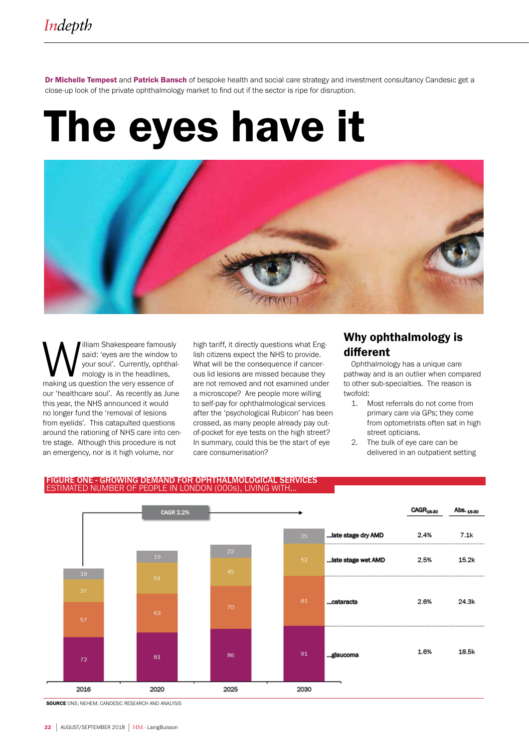**Dr Michelle Tempest** and **Patrick Bansch** of bespoke health and social care strategy and investment consultancy Candesic get a close-up look of the private ophthalmology market to find out if the sector is ripe for disruption.

# The eyes have it

William Shakespeare famously said: 'eyes are the window to your soul'. Currently, ophthalmology is in the headlines, making us question the very essence of our 'healthcare soul'. As recently as June this year, the NHS announced it would no longer fund the 'removal of lesions from eyelids'. This catapulted questions around the rationing of NHS care into centre stage. Although this procedure is not an emergency, nor is it high volume, nor high tariff, it directly questions what English citizens expect the NHS to provide. What will be the consequence if cancerous lid lesions are missed because they are not removed and not examined under a microscope? Are people more willing to self-pay for ophthalmological services after the 'psychological Rubicon' has been crossed, as many people already pay out-of-pocket for eye tests on the high street? In summary, could this be the start of eye care consumerisation?

## Why ophthalmology is different

Ophthalmology has a unique care pathway and is an outlier when compared to other sub-specialties. The reason is twofold:

1. Most referrals do not come from primary care via GPs; they come from optometrists often sat in high street opticians.
2. The bulk of eye care can be delivered in an outpatient setting

**FIGURE ONE - GROWING DEMAND FOR OPHTHALMOLOGICAL SERVICES**
ESTIMATED NUMBER OF PEOPLE IN LONDON (000s), LIVING WITH...

CAGR 2.2%

| ...living with | 2016 | 2020 | 2025 | 2030 | $CAGR_{16-30}$ | $Abs._{16-30}$ |
|---|---|---|---|---|---|---|
| ...late stage dry AMD | 18 | 19 | 22 | 25 | 2.4% | 7.1k |
| ...late stage wet AMD | 37 | 51 | 45 | 52 | 2.5% | 15.2k |
| ...cataracts | 57 | 63 | 70 | 81 | 2.6% | 24.3k |
| ...glaucoma | 72 | 81 | 86 | 91 | 1.6% | 18.5k |

**SOURCE** ONS; NEHEM; CANDESIC RESEARCH AND ANALYSIS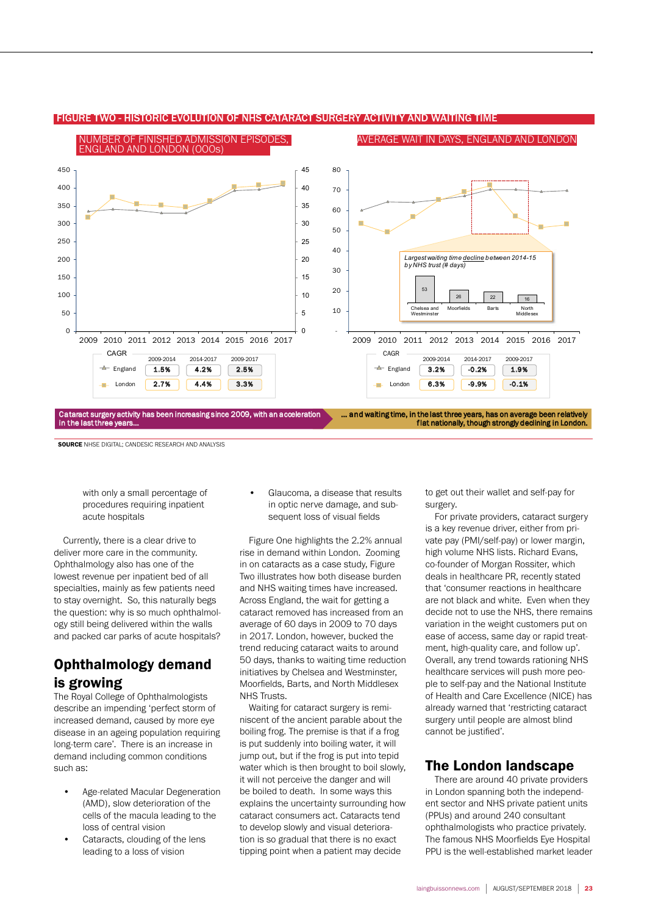**FIGURE TWO - HISTORIC EVOLUTION OF NHS CATARACT SURGERY ACTIVITY AND WAITING TIME**

NUMBER OF FINISHED ADMISSION EPISODES, ENGLAND AND LONDON (000s)

| CAGR | 2009-2014 | 2014-2017 | 2009-2017 |
|---|---|---|---|
| England | 1.5% | 4.2% | 2.5% |
| London | 2.7% | 4.4% | 3.3% |

AVERAGE WAIT IN DAYS, ENGLAND AND LONDON

*Largest waiting time decline between 2014-15 by NHS trust (# days)*: Chelsea and Westminster 53; Moorfields 26; Barts 22; North Middlesex 16

| CAGR | 2009-2014 | 2014-2017 | 2009-2017 |
|---|---|---|---|
| England | 3.2% | -0.2% | 1.9% |
| London | 6.3% | -9.9% | -0.1% |

**Cataract surgery activity has been increasing since 2009, with an acceleration in the last three years...**

**... and waiting time, in the last three years, has on average been relatively flat nationally, though strongly declining in London.**

**SOURCE** NHSE DIGITAL; CANDESIC RESEARCH AND ANALYSIS

with only a small percentage of procedures requiring inpatient acute hospitals

Currently, there is a clear drive to deliver more care in the community. Ophthalmology also has one of the lowest revenue per inpatient bed of all specialties, mainly as few patients need to stay overnight. So, this naturally begs the question: why is so much ophthalmology still being delivered within the walls and packed car parks of acute hospitals?

## Ophthalmology demand is growing

The Royal College of Ophthalmologists describe an impending 'perfect storm of increased demand, caused by more eye disease in an ageing population requiring long-term care'. There is an increase in demand including common conditions such as:

- Age-related Macular Degeneration (AMD), slow deterioration of the cells of the macula leading to the loss of central vision
- Cataracts, clouding of the lens leading to a loss of vision
- Glaucoma, a disease that results in optic nerve damage, and subsequent loss of visual fields

Figure One highlights the 2.2% annual rise in demand within London. Zooming in on cataracts as a case study, Figure Two illustrates how both disease burden and NHS waiting times have increased. Across England, the wait for getting a cataract removed has increased from an average of 60 days in 2009 to 70 days in 2017. London, however, bucked the trend reducing cataract waits to around 50 days, thanks to waiting time reduction initiatives by Chelsea and Westminster, Moorfields, Barts, and North Middlesex NHS Trusts.

Waiting for cataract surgery is reminiscent of the ancient parable about the boiling frog. The premise is that if a frog is put suddenly into boiling water, it will jump out, but if the frog is put into tepid water which is then brought to boil slowly, it will not perceive the danger and will be boiled to death. In some ways this explains the uncertainty surrounding how cataract consumers act. Cataracts tend to develop slowly and visual deterioration is so gradual that there is no exact tipping point when a patient may decide to get out their wallet and self-pay for surgery.

For private providers, cataract surgery is a key revenue driver, either from private pay (PMI/self-pay) or lower margin, high volume NHS lists. Richard Evans, co-founder of Morgan Rossiter, which deals in healthcare PR, recently stated that 'consumer reactions in healthcare are not black and white. Even when they decide not to use the NHS, there remains variation in the weight customers put on ease of access, same day or rapid treatment, high-quality care, and follow up'. Overall, any trend towards rationing NHS healthcare services will push more people to self-pay and the National Institute of Health and Care Excellence (NICE) has already warned that 'restricting cataract surgery until people are almost blind cannot be justified'.

## The London landscape

There are around 40 private providers in London spanning both the independent sector and NHS private patient units (PPUs) and around 240 consultant ophthalmologists who practice privately. The famous NHS Moorfields Eye Hospital PPU is the well-established market leader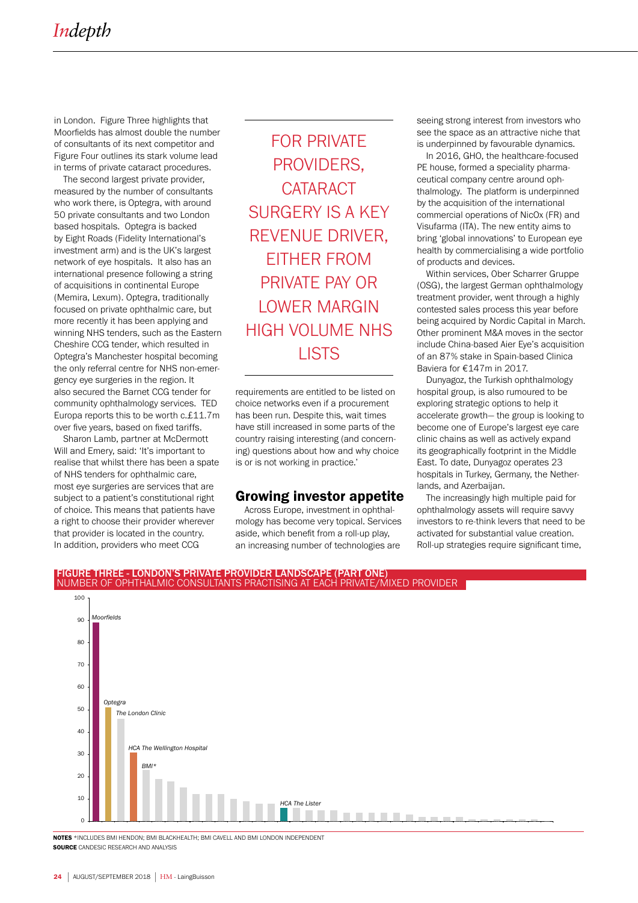in London. Figure Three highlights that Moorfields has almost double the number of consultants of its next competitor and Figure Four outlines its stark volume lead in terms of private cataract procedures.

The second largest private provider, measured by the number of consultants who work there, is Optegra, with around 50 private consultants and two London based hospitals. Optegra is backed by Eight Roads (Fidelity International's investment arm) and is the UK's largest network of eye hospitals. It also has an international presence following a string of acquisitions in continental Europe (Memira, Lexum). Optegra, traditionally focused on private ophthalmic care, but more recently it has been applying and winning NHS tenders, such as the Eastern Cheshire CCG tender, which resulted in Optegra's Manchester hospital becoming the only referral centre for NHS non-emergency eye surgeries in the region. It also secured the Barnet CCG tender for community ophthalmology services. TED Europa reports this to be worth c.£11.7m over five years, based on fixed tariffs.

Sharon Lamb, partner at McDermott Will and Emery, said: 'It's important to realise that whilst there has been a spate of NHS tenders for ophthalmic care, most eye surgeries are services that are subject to a patient's constitutional right of choice. This means that patients have a right to choose their provider wherever that provider is located in the country. In addition, providers who meet CCG requirements are entitled to be listed on choice networks even if a procurement has been run. Despite this, wait times have still increased in some parts of the country raising interesting (and concerning) questions about how and why choice is or is not working in practice.'

> FOR PRIVATE PROVIDERS, CATARACT SURGERY IS A KEY REVENUE DRIVER, EITHER FROM PRIVATE PAY OR LOWER MARGIN HIGH VOLUME NHS LISTS

## Growing investor appetite

Across Europe, investment in ophthalmology has become very topical. Services aside, which benefit from a roll-up play, an increasing number of technologies are seeing strong interest from investors who see the space as an attractive niche that is underpinned by favourable dynamics.

In 2016, GHO, the healthcare-focused PE house, formed a speciality pharmaceutical company centre around ophthalmology. The platform is underpinned by the acquisition of the international commercial operations of NicOx (FR) and Visufarma (ITA). The new entity aims to bring 'global innovations' to European eye health by commercialising a wide portfolio of products and devices.

Within services, Ober Scharrer Gruppe (OSG), the largest German ophthalmology treatment provider, went through a highly contested sales process this year before being acquired by Nordic Capital in March. Other prominent M&A moves in the sector include China-based Aier Eye's acquisition of an 87% stake in Spain-based Clinica Baviera for €147m in 2017.

Dunyagoz, the Turkish ophthalmology hospital group, is also rumoured to be exploring strategic options to help it accelerate growth— the group is looking to become one of Europe's largest eye care clinic chains as well as actively expand its geographically footprint in the Middle East. To date, Dunyagoz operates 23 hospitals in Turkey, Germany, the Netherlands, and Azerbaijan.

The increasingly high multiple paid for ophthalmology assets will require savvy investors to re-think levers that need to be activated for substantial value creation. Roll-up strategies require significant time,

**FIGURE THREE - LONDON'S PRIVATE PROVIDER LANDSCAPE (PART ONE)**
NUMBER OF OPHTHALMIC CONSULTANTS PRACTISING AT EACH PRIVATE/MIXED PROVIDER

| Provider | Approx. number of consultants |
|---|---|
| Moorfields | ~89 |
| Optegra | ~51 |
| The London Clinic | ~46 |
| HCA The Wellington Hospital | ~31 |
| BMI* | ~23 |
| HCA The Lister | ~6 |

**NOTES** *INCLUDES BMI HENDON; BMI BLACKHEALTH; BMI CAVELL AND BMI LONDON INDEPENDENT
**SOURCE** CANDESIC RESEARCH AND ANALYSIS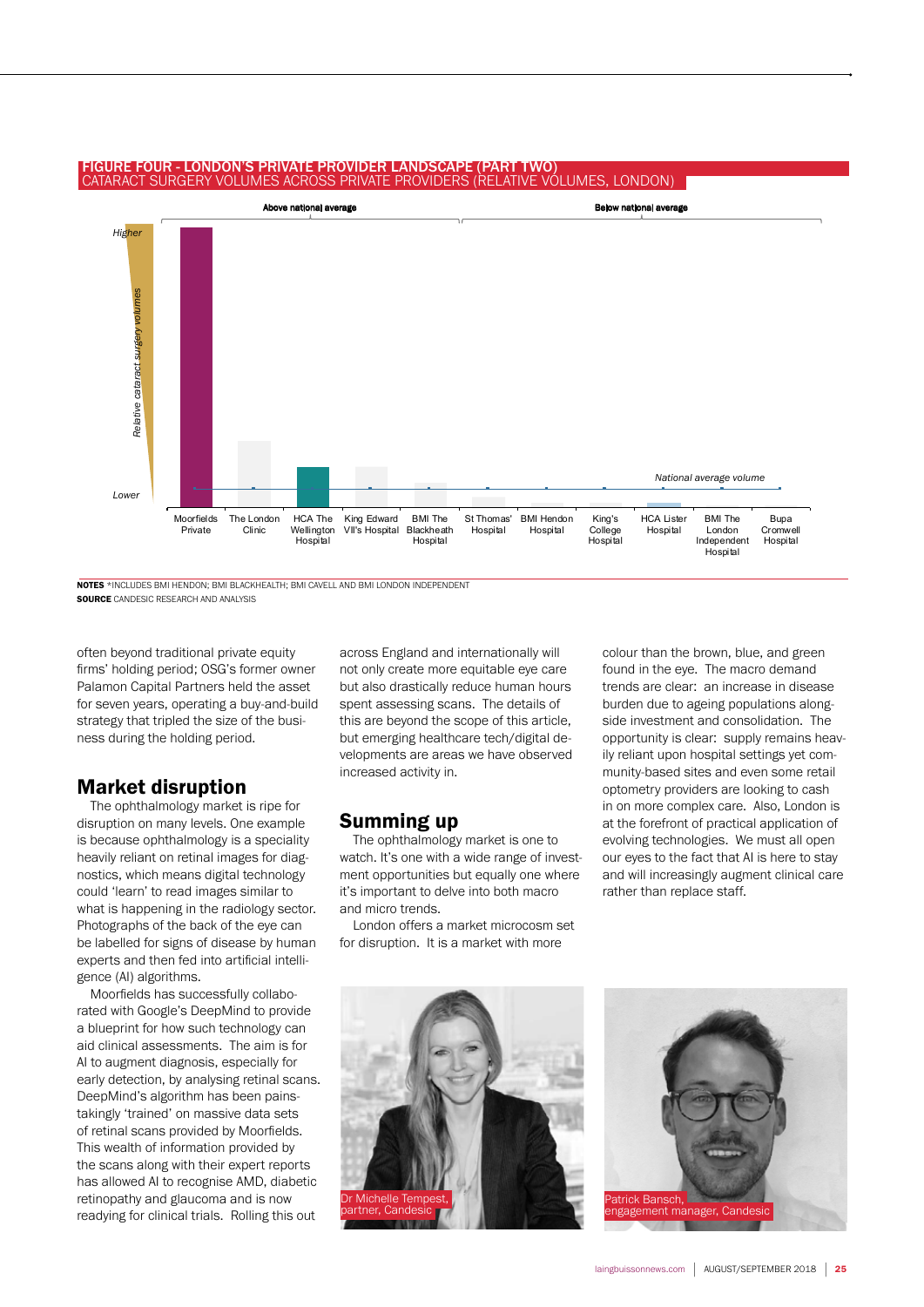**FIGURE FOUR - LONDON'S PRIVATE PROVIDER LANDSCAPE (PART TWO)**
CATARACT SURGERY VOLUMES ACROSS PRIVATE PROVIDERS (RELATIVE VOLUMES, LONDON)

Above national average

Below national average

Higher

Relative cataract surgery volumes

Lower

National average volume

Moorfields Private
The London Clinic
HCA The Wellington Hospital
King Edward VII's Hospital
BMI The Blackheath Hospital
St Thomas' Hospital
BMI Hendon Hospital
King's College Hospital
HCA Lister Hospital
BMI The London Independent Hospital
Bupa Cromwell Hospital

**NOTES** *INCLUDES BMI HENDON; BMI BLACKHEALTH; BMI CAVELL AND BMI LONDON INDEPENDENT
**SOURCE** CANDESIC RESEARCH AND ANALYSIS

often beyond traditional private equity firms' holding period; OSG's former owner Palamon Capital Partners held the asset for seven years, operating a buy-and-build strategy that tripled the size of the business during the holding period.

## Market disruption

The ophthalmology market is ripe for disruption on many levels. One example is because ophthalmology is a speciality heavily reliant on retinal images for diagnostics, which means digital technology could 'learn' to read images similar to what is happening in the radiology sector. Photographs of the back of the eye can be labelled for signs of disease by human experts and then fed into artificial intelligence (AI) algorithms.

Moorfields has successfully collaborated with Google's DeepMind to provide a blueprint for how such technology can aid clinical assessments. The aim is for AI to augment diagnosis, especially for early detection, by analysing retinal scans. DeepMind's algorithm has been painstakingly 'trained' on massive data sets of retinal scans provided by Moorfields. This wealth of information provided by the scans along with their expert reports has allowed AI to recognise AMD, diabetic retinopathy and glaucoma and is now readying for clinical trials. Rolling this out across England and internationally will not only create more equitable eye care but also drastically reduce human hours spent assessing scans. The details of this are beyond the scope of this article, but emerging healthcare tech/digital developments are areas we have observed increased activity in.

## Summing up

The ophthalmology market is one to watch. It's one with a wide range of investment opportunities but equally one where it's important to delve into both macro and micro trends.

London offers a market microcosm set for disruption. It is a market with more colour than the brown, blue, and green found in the eye. The macro demand trends are clear: an increase in disease burden due to ageing populations alongside investment and consolidation. The opportunity is clear: supply remains heavily reliant upon hospital settings yet community-based sites and even some retail optometry providers are looking to cash in on more complex care. Also, London is at the forefront of practical application of evolving technologies. We must all open our eyes to the fact that AI is here to stay and will increasingly augment clinical care rather than replace staff.

Dr Michelle Tempest, partner, Candesic

Patrick Bansch, engagement manager, Candesic